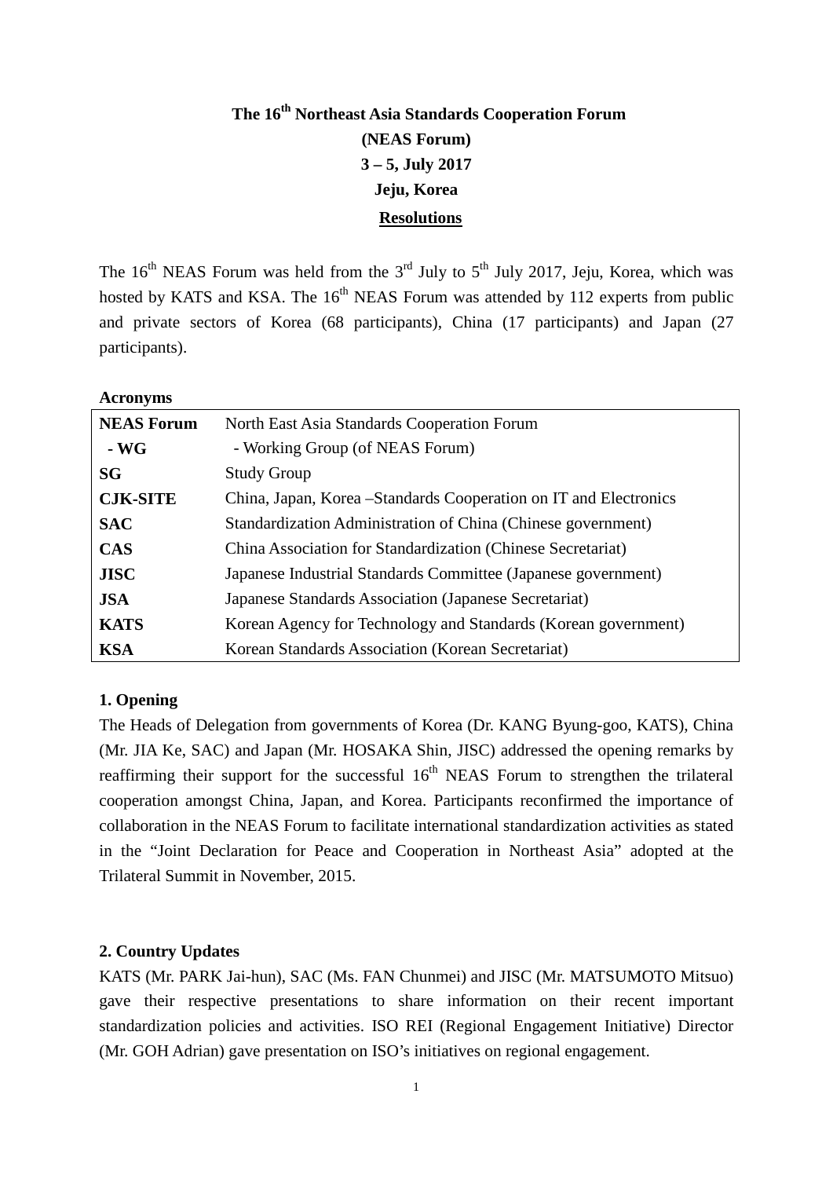# The 16th Northeast Asia Standards Cooperation Forum
# (NEAS Forum)
# 3 – 5, July 2017
# Jeju, Korea

## Resolutions

The 16th NEAS Forum was held from the 3rd July to 5th July 2017, Jeju, Korea, which was hosted by KATS and KSA. The 16th NEAS Forum was attended by 112 experts from public and private sectors of Korea (68 participants), China (17 participants) and Japan (27 participants).

**Acronyms**

| | |
|---|---|
| **NEAS Forum** | North East Asia Standards Cooperation Forum |
| **- WG** | - Working Group (of NEAS Forum) |
| **SG** | Study Group |
| **CJK-SITE** | China, Japan, Korea –Standards Cooperation on IT and Electronics |
| **SAC** | Standardization Administration of China (Chinese government) |
| **CAS** | China Association for Standardization (Chinese Secretariat) |
| **JISC** | Japanese Industrial Standards Committee (Japanese government) |
| **JSA** | Japanese Standards Association (Japanese Secretariat) |
| **KATS** | Korean Agency for Technology and Standards (Korean government) |
| **KSA** | Korean Standards Association (Korean Secretariat) |

### 1. Opening

The Heads of Delegation from governments of Korea (Dr. KANG Byung-goo, KATS), China (Mr. JIA Ke, SAC) and Japan (Mr. HOSAKA Shin, JISC) addressed the opening remarks by reaffirming their support for the successful 16th NEAS Forum to strengthen the trilateral cooperation amongst China, Japan, and Korea. Participants reconfirmed the importance of collaboration in the NEAS Forum to facilitate international standardization activities as stated in the "Joint Declaration for Peace and Cooperation in Northeast Asia" adopted at the Trilateral Summit in November, 2015.

### 2. Country Updates

KATS (Mr. PARK Jai-hun), SAC (Ms. FAN Chunmei) and JISC (Mr. MATSUMOTO Mitsuo) gave their respective presentations to share information on their recent important standardization policies and activities. ISO REI (Regional Engagement Initiative) Director (Mr. GOH Adrian) gave presentation on ISO's initiatives on regional engagement.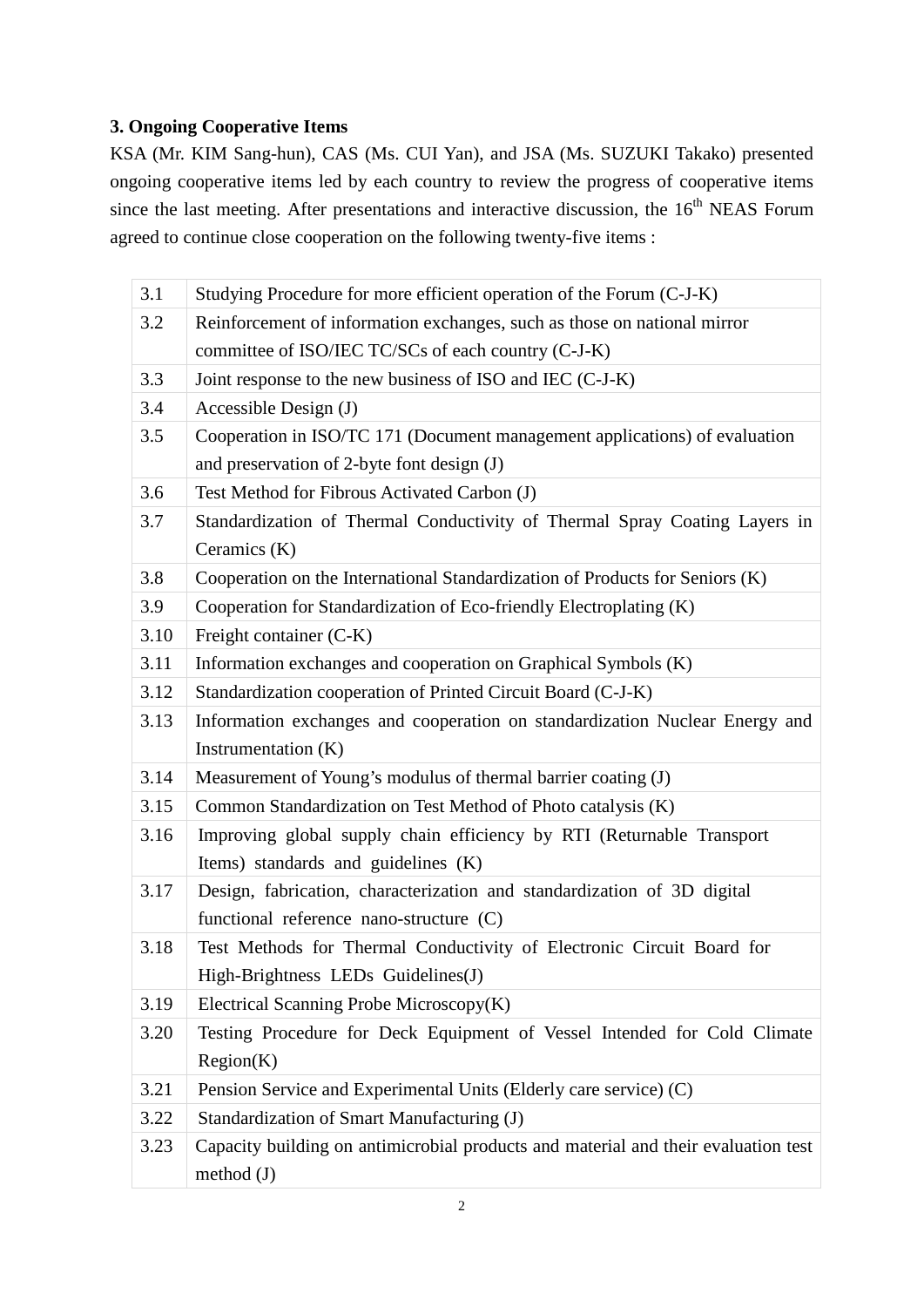### 3. Ongoing Cooperative Items

KSA (Mr. KIM Sang-hun), CAS (Ms. CUI Yan), and JSA (Ms. SUZUKI Takako) presented ongoing cooperative items led by each country to review the progress of cooperative items since the last meeting. After presentations and interactive discussion, the 16th NEAS Forum agreed to continue close cooperation on the following twenty-five items :

| | |
|---|---|
| 3.1 | Studying Procedure for more efficient operation of the Forum (C-J-K) |
| 3.2 | Reinforcement of information exchanges, such as those on national mirror committee of ISO/IEC TC/SCs of each country (C-J-K) |
| 3.3 | Joint response to the new business of ISO and IEC (C-J-K) |
| 3.4 | Accessible Design (J) |
| 3.5 | Cooperation in ISO/TC 171 (Document management applications) of evaluation and preservation of 2-byte font design (J) |
| 3.6 | Test Method for Fibrous Activated Carbon (J) |
| 3.7 | Standardization of Thermal Conductivity of Thermal Spray Coating Layers in Ceramics (K) |
| 3.8 | Cooperation on the International Standardization of Products for Seniors (K) |
| 3.9 | Cooperation for Standardization of Eco-friendly Electroplating (K) |
| 3.10 | Freight container (C-K) |
| 3.11 | Information exchanges and cooperation on Graphical Symbols (K) |
| 3.12 | Standardization cooperation of Printed Circuit Board (C-J-K) |
| 3.13 | Information exchanges and cooperation on standardization Nuclear Energy and Instrumentation (K) |
| 3.14 | Measurement of Young's modulus of thermal barrier coating (J) |
| 3.15 | Common Standardization on Test Method of Photo catalysis (K) |
| 3.16 | Improving global supply chain efficiency by RTI (Returnable Transport Items) standards and guidelines (K) |
| 3.17 | Design, fabrication, characterization and standardization of 3D digital functional reference nano-structure (C) |
| 3.18 | Test Methods for Thermal Conductivity of Electronic Circuit Board for High-Brightness LEDs Guidelines(J) |
| 3.19 | Electrical Scanning Probe Microscopy(K) |
| 3.20 | Testing Procedure for Deck Equipment of Vessel Intended for Cold Climate Region(K) |
| 3.21 | Pension Service and Experimental Units (Elderly care service) (C) |
| 3.22 | Standardization of Smart Manufacturing (J) |
| 3.23 | Capacity building on antimicrobial products and material and their evaluation test method (J) |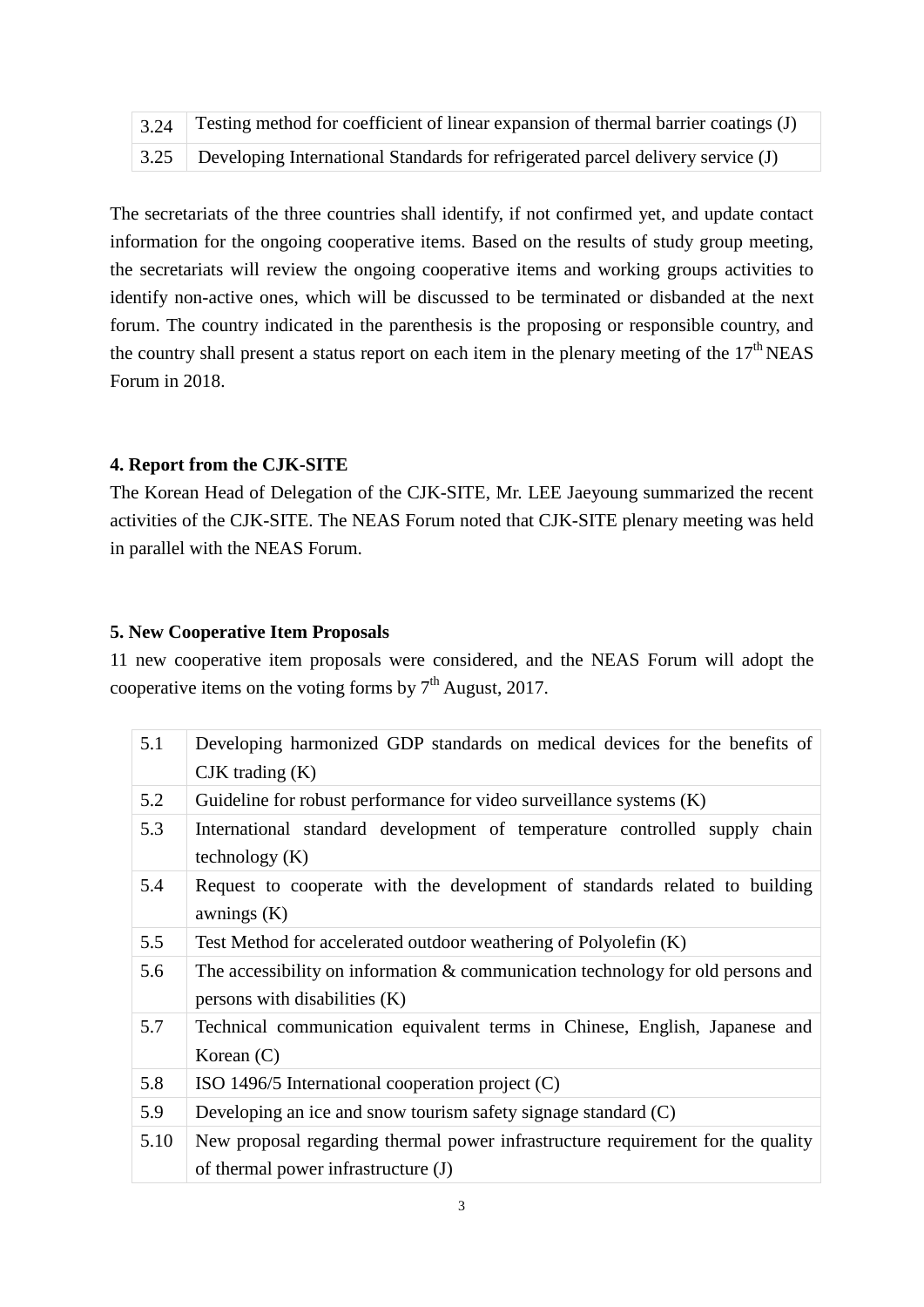| 3.24 | Testing method for coefficient of linear expansion of thermal barrier coatings (J) |
|---|---|
| 3.25 | Developing International Standards for refrigerated parcel delivery service (J) |

The secretariats of the three countries shall identify, if not confirmed yet, and update contact information for the ongoing cooperative items. Based on the results of study group meeting, the secretariats will review the ongoing cooperative items and working groups activities to identify non-active ones, which will be discussed to be terminated or disbanded at the next forum. The country indicated in the parenthesis is the proposing or responsible country, and the country shall present a status report on each item in the plenary meeting of the 17th NEAS Forum in 2018.

**4. Report from the CJK-SITE**

The Korean Head of Delegation of the CJK-SITE, Mr. LEE Jaeyoung summarized the recent activities of the CJK-SITE. The NEAS Forum noted that CJK-SITE plenary meeting was held in parallel with the NEAS Forum.

**5. New Cooperative Item Proposals**

11 new cooperative item proposals were considered, and the NEAS Forum will adopt the cooperative items on the voting forms by 7th August, 2017.

| 5.1 | Developing harmonized GDP standards on medical devices for the benefits of CJK trading (K) |
|---|---|
| 5.2 | Guideline for robust performance for video surveillance systems (K) |
| 5.3 | International standard development of temperature controlled supply chain technology (K) |
| 5.4 | Request to cooperate with the development of standards related to building awnings (K) |
| 5.5 | Test Method for accelerated outdoor weathering of Polyolefin (K) |
| 5.6 | The accessibility on information & communication technology for old persons and persons with disabilities (K) |
| 5.7 | Technical communication equivalent terms in Chinese, English, Japanese and Korean (C) |
| 5.8 | ISO 1496/5 International cooperation project (C) |
| 5.9 | Developing an ice and snow tourism safety signage standard (C) |
| 5.10 | New proposal regarding thermal power infrastructure requirement for the quality of thermal power infrastructure (J) |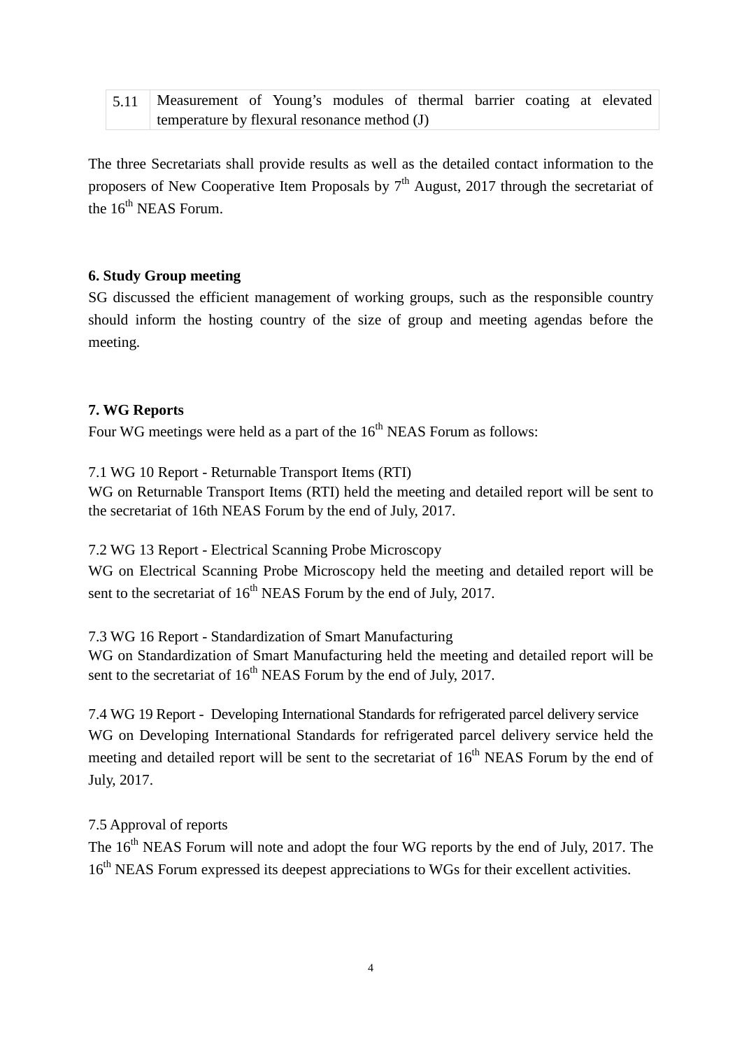| 5.11 | Measurement of Young's modules of thermal barrier coating at elevated temperature by flexural resonance method (J) |
|---|---|

The three Secretariats shall provide results as well as the detailed contact information to the proposers of New Cooperative Item Proposals by 7th August, 2017 through the secretariat of the 16th NEAS Forum.

**6. Study Group meeting**

SG discussed the efficient management of working groups, such as the responsible country should inform the hosting country of the size of group and meeting agendas before the meeting.

**7. WG Reports**

Four WG meetings were held as a part of the 16th NEAS Forum as follows:

7.1 WG 10 Report - Returnable Transport Items (RTI)

WG on Returnable Transport Items (RTI) held the meeting and detailed report will be sent to the secretariat of 16th NEAS Forum by the end of July, 2017.

7.2 WG 13 Report - Electrical Scanning Probe Microscopy

WG on Electrical Scanning Probe Microscopy held the meeting and detailed report will be sent to the secretariat of 16th NEAS Forum by the end of July, 2017.

7.3 WG 16 Report - Standardization of Smart Manufacturing

WG on Standardization of Smart Manufacturing held the meeting and detailed report will be sent to the secretariat of 16th NEAS Forum by the end of July, 2017.

7.4 WG 19 Report - Developing International Standards for refrigerated parcel delivery service

WG on Developing International Standards for refrigerated parcel delivery service held the meeting and detailed report will be sent to the secretariat of 16th NEAS Forum by the end of July, 2017.

7.5 Approval of reports

The 16th NEAS Forum will note and adopt the four WG reports by the end of July, 2017. The 16th NEAS Forum expressed its deepest appreciations to WGs for their excellent activities.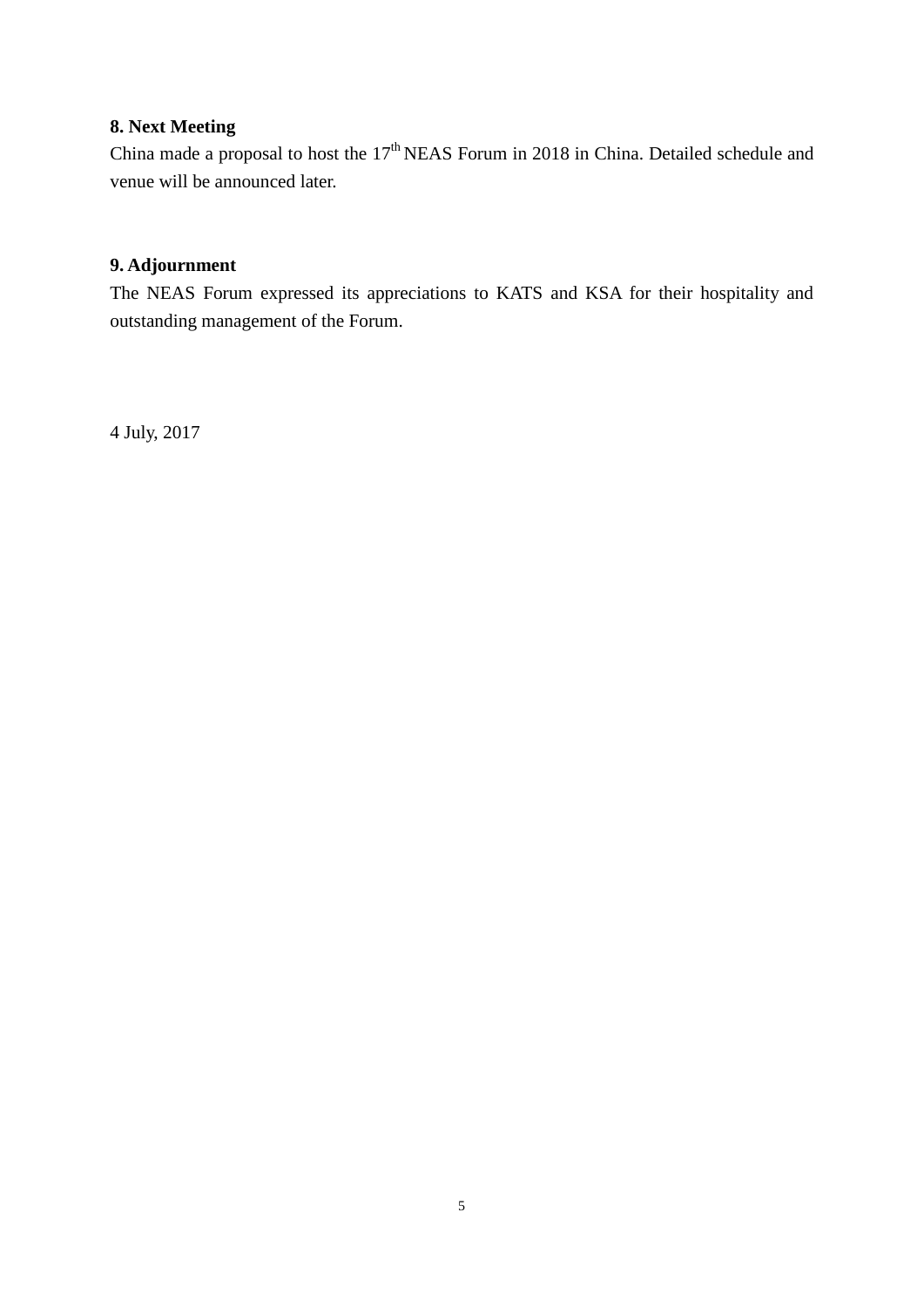**8. Next Meeting**

China made a proposal to host the 17th NEAS Forum in 2018 in China. Detailed schedule and venue will be announced later.

**9. Adjournment**

The NEAS Forum expressed its appreciations to KATS and KSA for their hospitality and outstanding management of the Forum.

4 July, 2017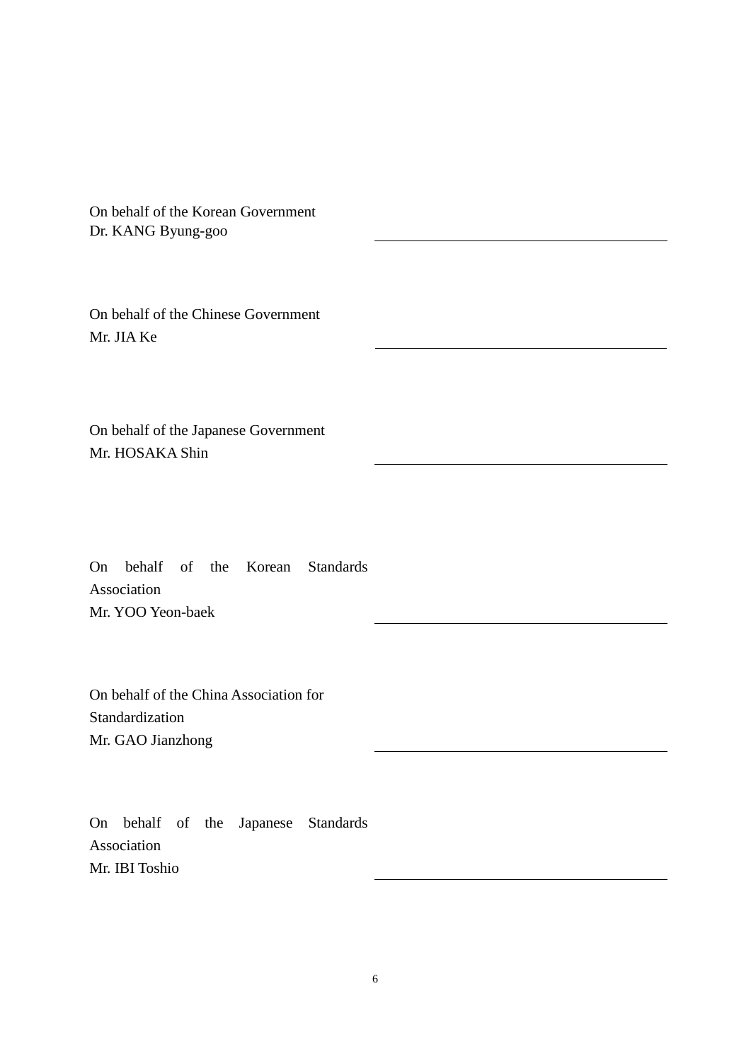On behalf of the Korean Government
Dr. KANG Byung-goo \_\_\_\_\_\_\_\_\_\_\_\_\_\_\_\_\_\_\_\_\_\_\_\_\_\_\_\_\_\_

On behalf of the Chinese Government
Mr. JIA Ke \_\_\_\_\_\_\_\_\_\_\_\_\_\_\_\_\_\_\_\_\_\_\_\_\_\_\_\_\_\_

On behalf of the Japanese Government
Mr. HOSAKA Shin \_\_\_\_\_\_\_\_\_\_\_\_\_\_\_\_\_\_\_\_\_\_\_\_\_\_\_\_\_\_

On behalf of the Korean Standards Association
Mr. YOO Yeon-baek \_\_\_\_\_\_\_\_\_\_\_\_\_\_\_\_\_\_\_\_\_\_\_\_\_\_\_\_\_\_

On behalf of the China Association for Standardization
Mr. GAO Jianzhong \_\_\_\_\_\_\_\_\_\_\_\_\_\_\_\_\_\_\_\_\_\_\_\_\_\_\_\_\_\_

On behalf of the Japanese Standards Association
Mr. IBI Toshio \_\_\_\_\_\_\_\_\_\_\_\_\_\_\_\_\_\_\_\_\_\_\_\_\_\_\_\_\_\_